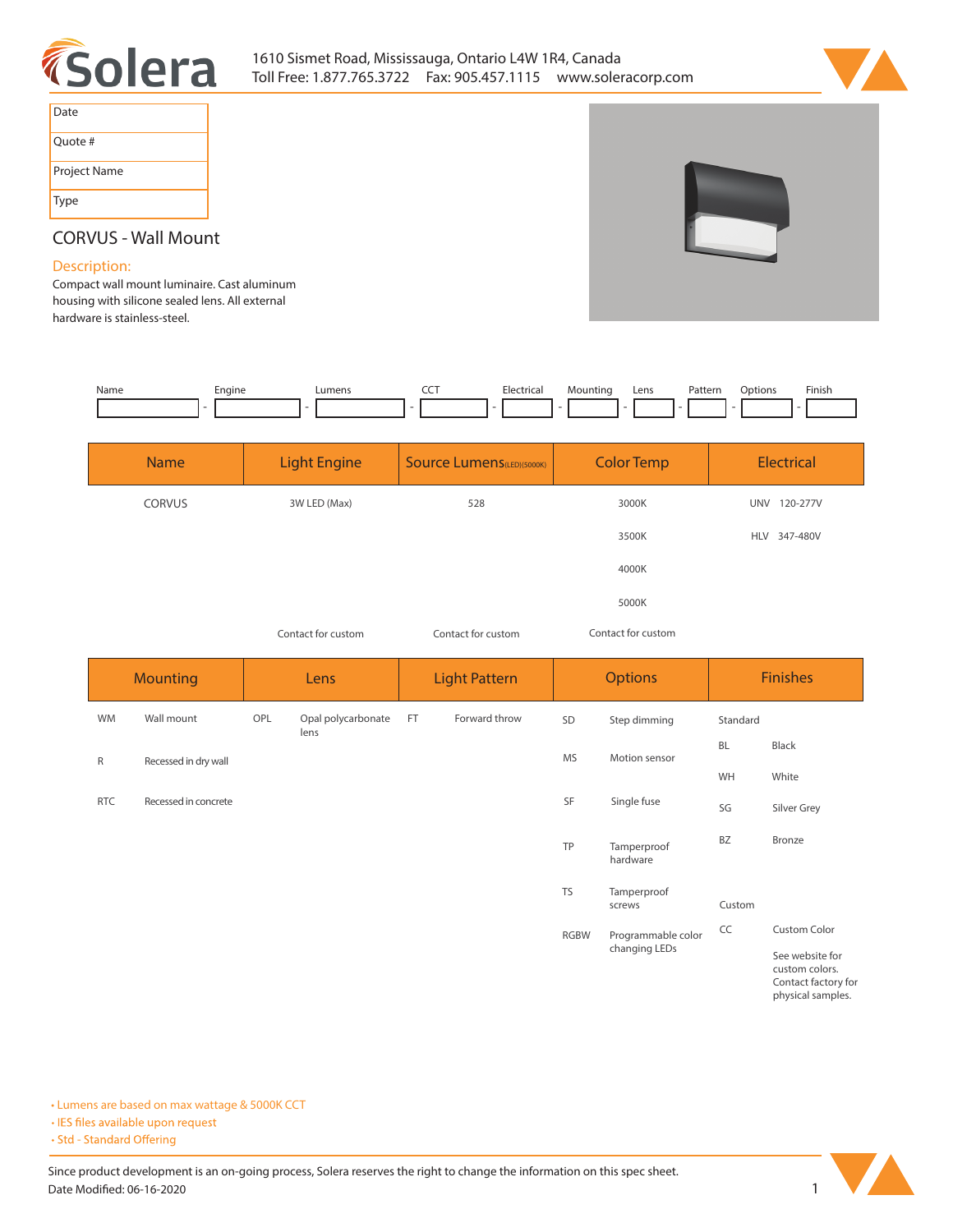1610 Sismet Road, Mississauga, Ontario L4W 1R4, Canada
Toll Free: 1.877.765.3722 Fax: 905.457.1115 www.soleracorp.com

| Date |
|---|
| Quote # |
| Project Name |
| Type |

## CORVUS - Wall Mount

### Description:

Compact wall mount luminaire. Cast aluminum housing with silicone sealed lens. All external hardware is stainless-steel.

| Name | | Engine | | Lumens | | CCT | | Electrical | | Mounting | | Lens | | Pattern | | Options | | Finish |
|---|---|---|---|---|---|---|---|---|---|---|---|---|---|---|---|---|---|---|
| | - | | - | | - | | - | | - | | - | | - | | - | | - | |

| Name | Light Engine | Source Lumens(LED)(5000K) | Color Temp | Electrical |
|---|---|---|---|---|
| CORVUS | 3W LED (Max) | 528 | 3000K | UNV 120-277V |
| | | | 3500K | HLV 347-480V |
| | | | 4000K | |
| | | | 5000K | |
| | Contact for custom | Contact for custom | Contact for custom | |

| Mounting | | Lens | | Light Pattern | | Options | | Finishes | |
|---|---|---|---|---|---|---|---|---|---|
| WM | Wall mount | OPL | Opal polycarbonate lens | FT | Forward throw | SD | Step dimming | Standard | |
| R | Recessed in dry wall | | | | | MS | Motion sensor | BL | Black |
| RTC | Recessed in concrete | | | | | SF | Single fuse | WH | White |
| | | | | | | TP | Tamperproof hardware | SG | Silver Grey |
| | | | | | | TS | Tamperproof screws | BZ | Bronze |
| | | | | | | RGBW | Programmable color changing LEDs | Custom | |
| | | | | | | | | CC | Custom Color<br>See website for custom colors. Contact factory for physical samples. |

- Lumens are based on max wattage & 5000K CCT
- IES files available upon request
- Std - Standard Offering

Since product development is an on-going process, Solera reserves the right to change the information on this spec sheet.
Date Modified: 06-16-2020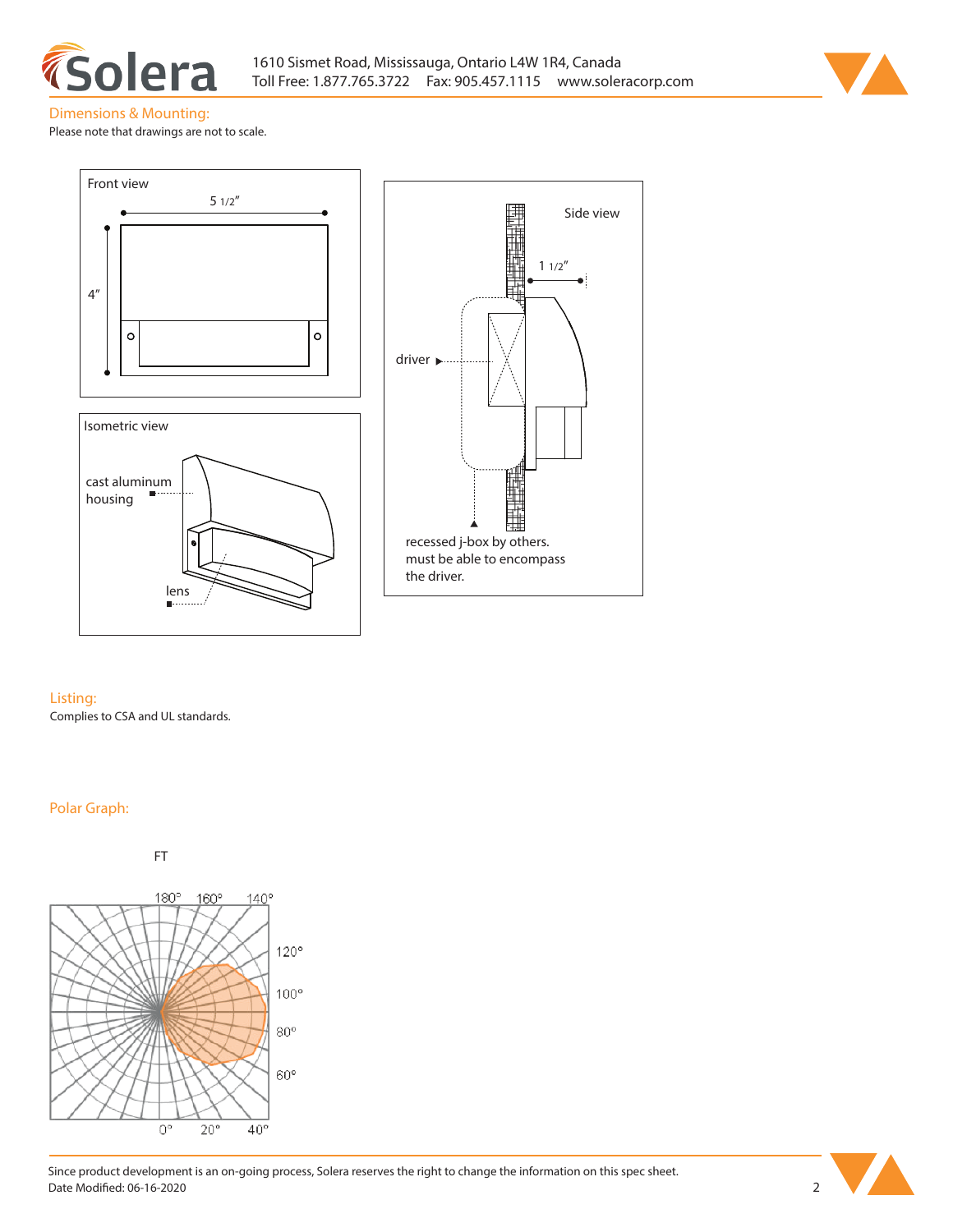1610 Sismet Road, Mississauga, Ontario L4W 1R4, Canada
Toll Free: 1.877.765.3722 Fax: 905.457.1115 www.soleracorp.com

## Dimensions & Mounting:

Please note that drawings are not to scale.

Front view

5 1/2″

4″

Side view

1 1/2″

driver

recessed j-box by others. must be able to encompass the driver.

Isometric view

cast aluminum housing

lens

## Listing:

Complies to CSA and UL standards.

## Polar Graph:

FT

180° 160° 140°

120°

100°

80°

60°

0° 20° 40°

Since product development is an on-going process, Solera reserves the right to change the information on this spec sheet.
Date Modified: 06-16-2020